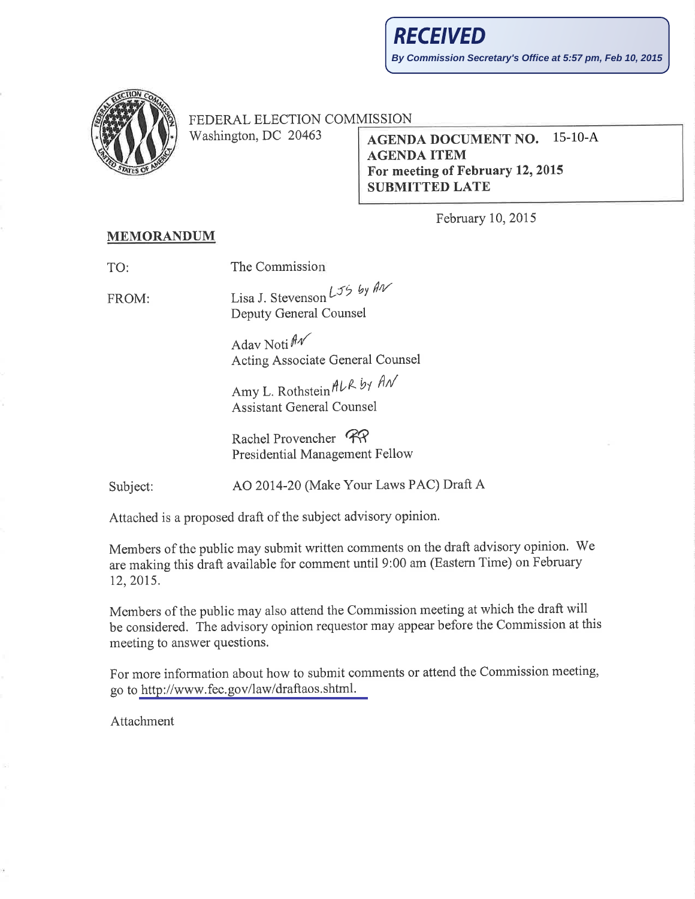**RECEIVED**

**By Commission Secretary's Office at 5:57 pm, Feb 10, 2015**

FEDERAL ELECTION COMMISSION
Washington, DC 20463

**AGENDA DOCUMENT NO. 15-10-A**
**AGENDA ITEM**
**For meeting of February 12, 2015**
**SUBMITTED LATE**

February 10, 2015

**MEMORANDUM**

TO: The Commission

FROM: Lisa J. Stevenson *LJS by AN*
Deputy General Counsel

Adav Noti *AN*
Acting Associate General Counsel

Amy L. Rothstein *ALR by AN*
Assistant General Counsel

Rachel Provencher *RP*
Presidential Management Fellow

Subject: AO 2014-20 (Make Your Laws PAC) Draft A

Attached is a proposed draft of the subject advisory opinion.

Members of the public may submit written comments on the draft advisory opinion. We are making this draft available for comment until 9:00 am (Eastern Time) on February 12, 2015.

Members of the public may also attend the Commission meeting at which the draft will be considered. The advisory opinion requestor may appear before the Commission at this meeting to answer questions.

For more information about how to submit comments or attend the Commission meeting, go to http://www.fec.gov/law/draftaos.shtml.

Attachment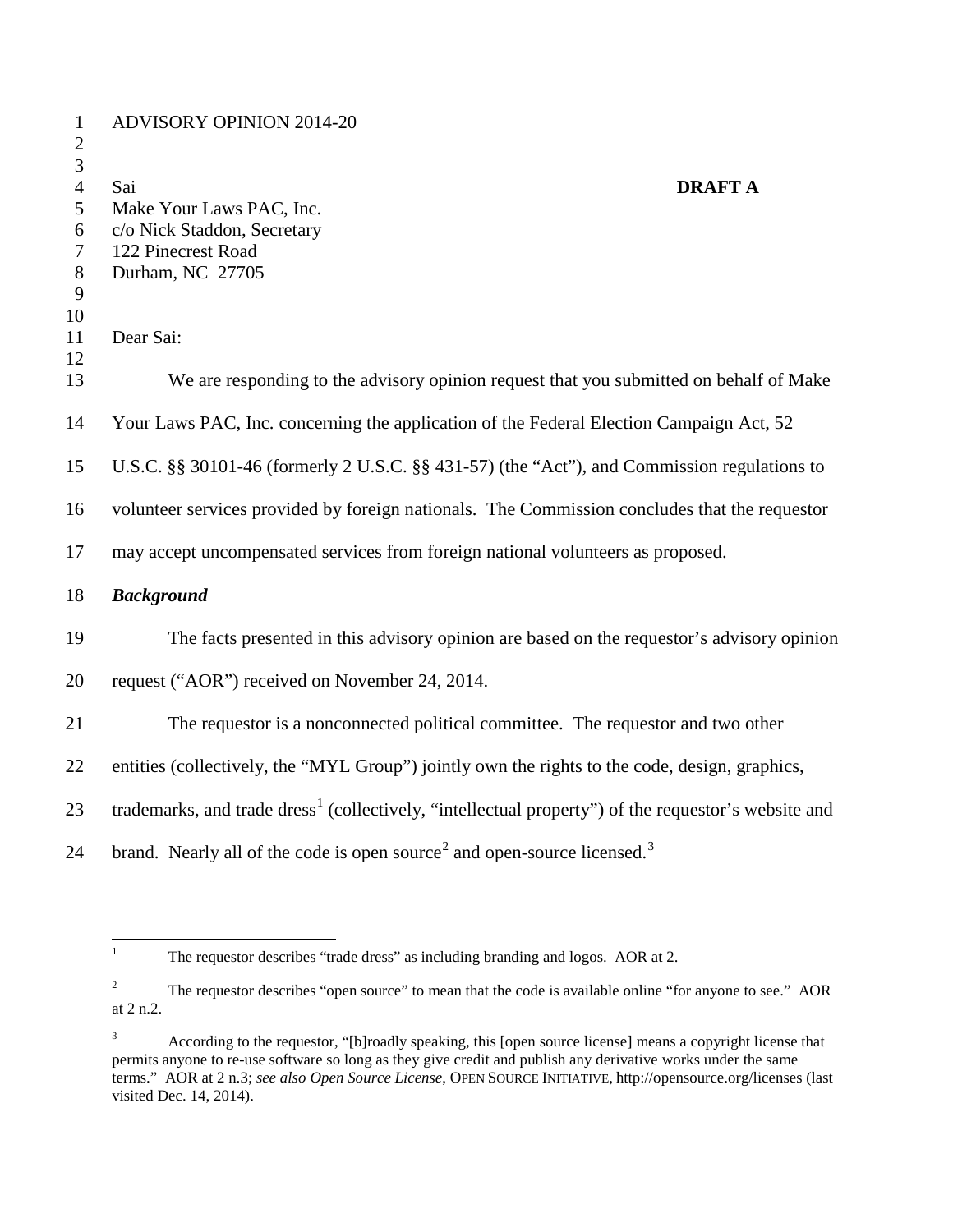ADVISORY OPINION 2014-20

Sai
Make Your Laws PAC, Inc.
c/o Nick Staddon, Secretary
122 Pinecrest Road
Durham, NC 27705

**DRAFT A**

Dear Sai:

We are responding to the advisory opinion request that you submitted on behalf of Make Your Laws PAC, Inc. concerning the application of the Federal Election Campaign Act, 52 U.S.C. §§ 30101-46 (formerly 2 U.S.C. §§ 431-57) (the "Act"), and Commission regulations to volunteer services provided by foreign nationals. The Commission concludes that the requestor may accept uncompensated services from foreign national volunteers as proposed.

***Background***

The facts presented in this advisory opinion are based on the requestor's advisory opinion request ("AOR") received on November 24, 2014.

The requestor is a nonconnected political committee. The requestor and two other entities (collectively, the "MYL Group") jointly own the rights to the code, design, graphics, trademarks, and trade dress[1] (collectively, "intellectual property") of the requestor's website and brand. Nearly all of the code is open source[2] and open-source licensed.[3]

---

[1] The requestor describes "trade dress" as including branding and logos. AOR at 2.

[2] The requestor describes "open source" to mean that the code is available online "for anyone to see." AOR at 2 n.2.

[3] According to the requestor, "[b]roadly speaking, this [open source license] means a copyright license that permits anyone to re-use software so long as they give credit and publish any derivative works under the same terms." AOR at 2 n.3; *see also Open Source License*, OPEN SOURCE INITIATIVE, http://opensource.org/licenses (last visited Dec. 14, 2014).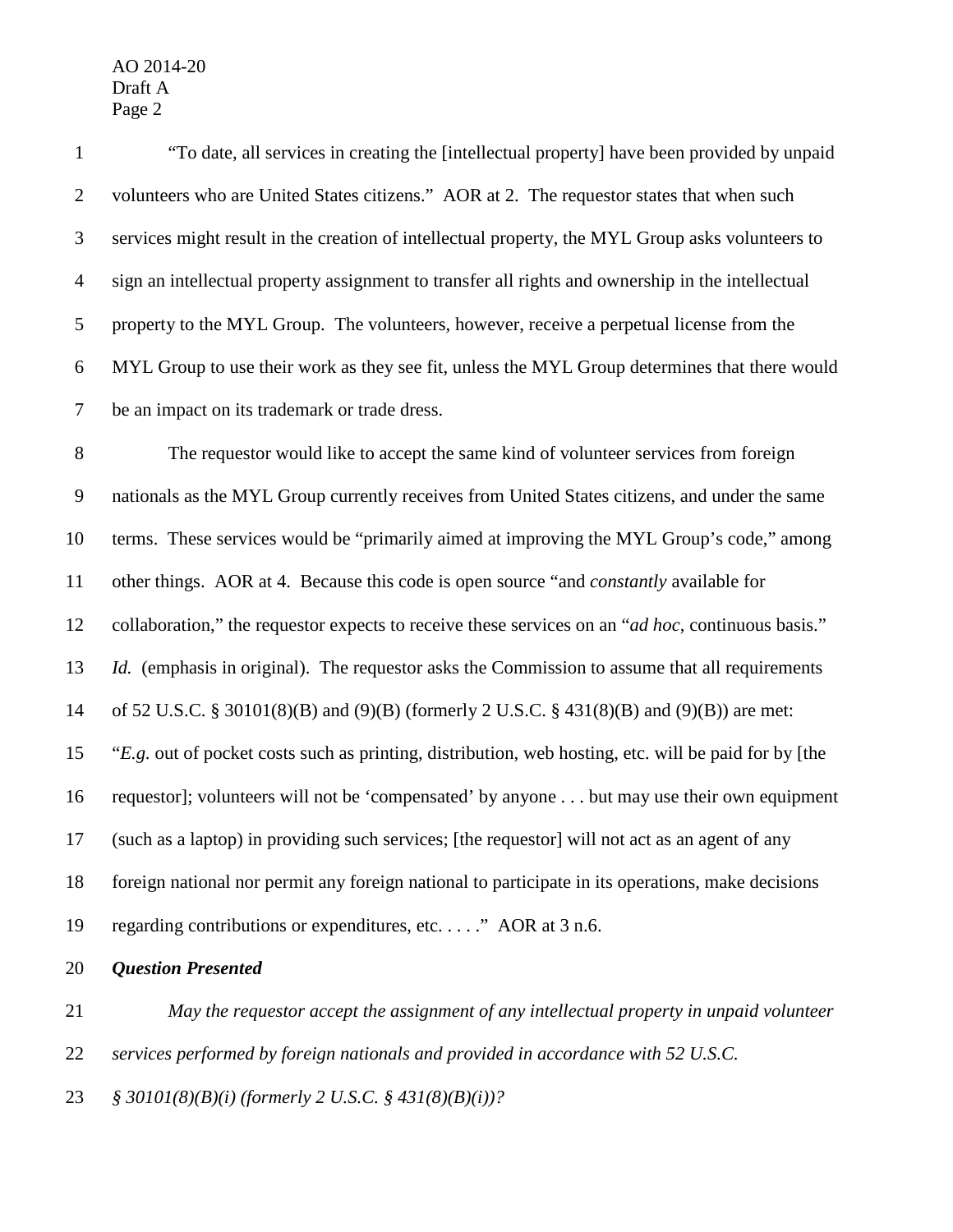"To date, all services in creating the [intellectual property] have been provided by unpaid volunteers who are United States citizens." AOR at 2. The requestor states that when such services might result in the creation of intellectual property, the MYL Group asks volunteers to sign an intellectual property assignment to transfer all rights and ownership in the intellectual property to the MYL Group. The volunteers, however, receive a perpetual license from the MYL Group to use their work as they see fit, unless the MYL Group determines that there would be an impact on its trademark or trade dress.

The requestor would like to accept the same kind of volunteer services from foreign nationals as the MYL Group currently receives from United States citizens, and under the same terms. These services would be "primarily aimed at improving the MYL Group's code," among other things. AOR at 4. Because this code is open source "and *constantly* available for collaboration," the requestor expects to receive these services on an "*ad hoc*, continuous basis." *Id.* (emphasis in original). The requestor asks the Commission to assume that all requirements of 52 U.S.C. § 30101(8)(B) and (9)(B) (formerly 2 U.S.C. § 431(8)(B) and (9)(B)) are met: "*E.g.* out of pocket costs such as printing, distribution, web hosting, etc. will be paid for by [the requestor]; volunteers will not be 'compensated' by anyone . . . but may use their own equipment (such as a laptop) in providing such services; [the requestor] will not act as an agent of any foreign national nor permit any foreign national to participate in its operations, make decisions regarding contributions or expenditures, etc. . . . ." AOR at 3 n.6.

***Question Presented***

*May the requestor accept the assignment of any intellectual property in unpaid volunteer services performed by foreign nationals and provided in accordance with 52 U.S.C. § 30101(8)(B)(i) (formerly 2 U.S.C. § 431(8)(B)(i))?*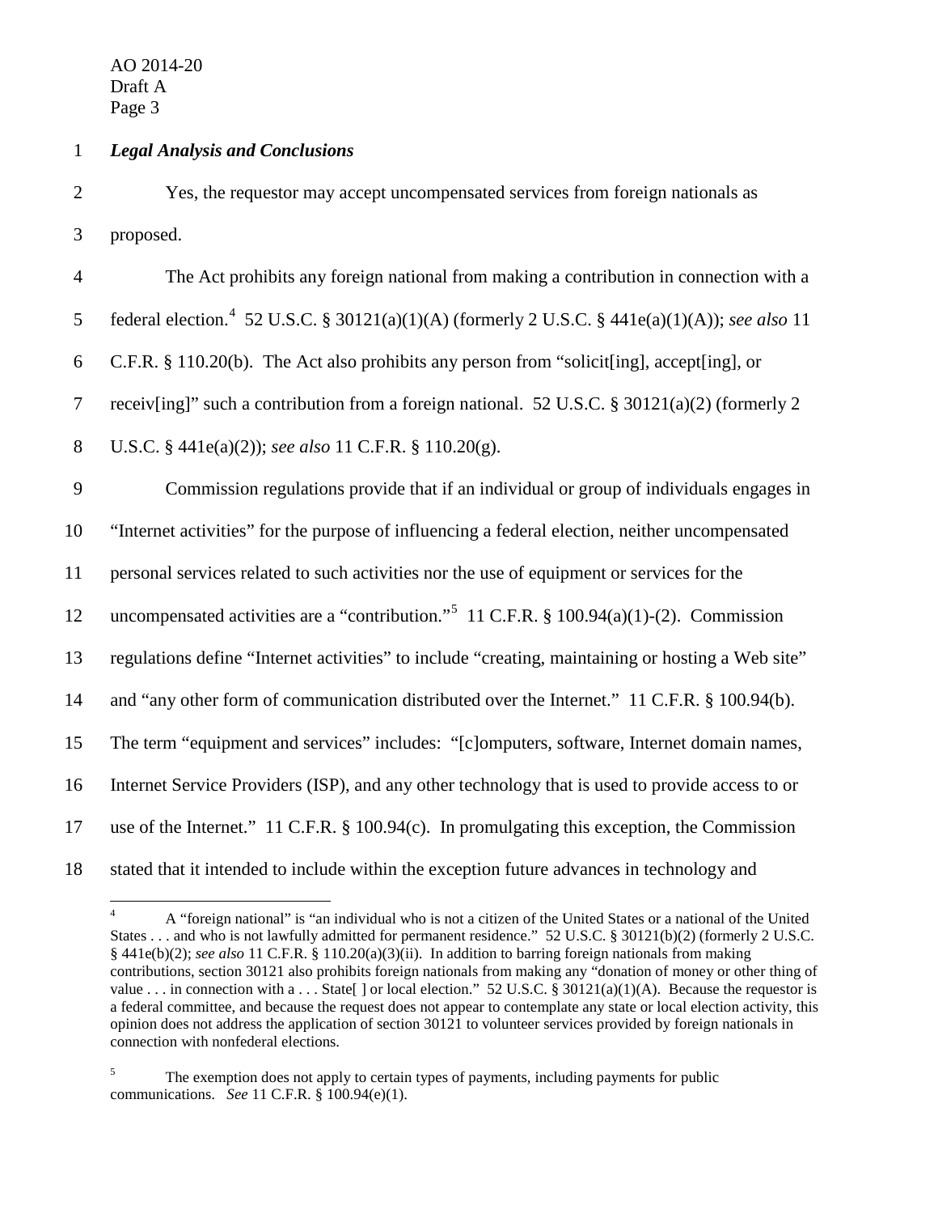***Legal Analysis and Conclusions***

Yes, the requestor may accept uncompensated services from foreign nationals as proposed.

The Act prohibits any foreign national from making a contribution in connection with a federal election.[4] 52 U.S.C. § 30121(a)(1)(A) (formerly 2 U.S.C. § 441e(a)(1)(A)); *see also* 11 C.F.R. § 110.20(b). The Act also prohibits any person from "solicit[ing], accept[ing], or receiv[ing]" such a contribution from a foreign national. 52 U.S.C. § 30121(a)(2) (formerly 2 U.S.C. § 441e(a)(2)); *see also* 11 C.F.R. § 110.20(g).

Commission regulations provide that if an individual or group of individuals engages in "Internet activities" for the purpose of influencing a federal election, neither uncompensated personal services related to such activities nor the use of equipment or services for the uncompensated activities are a "contribution."[5] 11 C.F.R. § 100.94(a)(1)-(2). Commission regulations define "Internet activities" to include "creating, maintaining or hosting a Web site" and "any other form of communication distributed over the Internet." 11 C.F.R. § 100.94(b). The term "equipment and services" includes: "[c]omputers, software, Internet domain names, Internet Service Providers (ISP), and any other technology that is used to provide access to or use of the Internet." 11 C.F.R. § 100.94(c). In promulgating this exception, the Commission stated that it intended to include within the exception future advances in technology and

---

[4] A "foreign national" is "an individual who is not a citizen of the United States or a national of the United States . . . and who is not lawfully admitted for permanent residence." 52 U.S.C. § 30121(b)(2) (formerly 2 U.S.C. § 441e(b)(2); *see also* 11 C.F.R. § 110.20(a)(3)(ii). In addition to barring foreign nationals from making contributions, section 30121 also prohibits foreign nationals from making any "donation of money or other thing of value . . . in connection with a . . . State[ ] or local election." 52 U.S.C. § 30121(a)(1)(A). Because the requestor is a federal committee, and because the request does not appear to contemplate any state or local election activity, this opinion does not address the application of section 30121 to volunteer services provided by foreign nationals in connection with nonfederal elections.

[5] The exemption does not apply to certain types of payments, including payments for public communications. *See* 11 C.F.R. § 100.94(e)(1).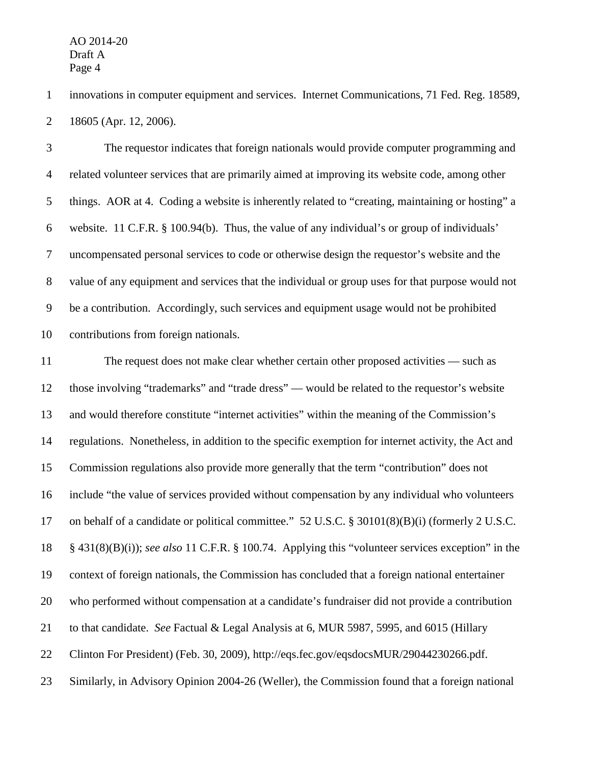innovations in computer equipment and services. Internet Communications, 71 Fed. Reg. 18589, 18605 (Apr. 12, 2006).

The requestor indicates that foreign nationals would provide computer programming and related volunteer services that are primarily aimed at improving its website code, among other things. AOR at 4. Coding a website is inherently related to "creating, maintaining or hosting" a website. 11 C.F.R. § 100.94(b). Thus, the value of any individual's or group of individuals' uncompensated personal services to code or otherwise design the requestor's website and the value of any equipment and services that the individual or group uses for that purpose would not be a contribution. Accordingly, such services and equipment usage would not be prohibited contributions from foreign nationals.

The request does not make clear whether certain other proposed activities — such as those involving "trademarks" and "trade dress" — would be related to the requestor's website and would therefore constitute "internet activities" within the meaning of the Commission's regulations. Nonetheless, in addition to the specific exemption for internet activity, the Act and Commission regulations also provide more generally that the term "contribution" does not include "the value of services provided without compensation by any individual who volunteers on behalf of a candidate or political committee." 52 U.S.C. § 30101(8)(B)(i) (formerly 2 U.S.C. § 431(8)(B)(i)); *see also* 11 C.F.R. § 100.74. Applying this "volunteer services exception" in the context of foreign nationals, the Commission has concluded that a foreign national entertainer who performed without compensation at a candidate's fundraiser did not provide a contribution to that candidate. *See* Factual & Legal Analysis at 6, MUR 5987, 5995, and 6015 (Hillary Clinton For President) (Feb. 30, 2009), http://eqs.fec.gov/eqsdocsMUR/29044230266.pdf. Similarly, in Advisory Opinion 2004-26 (Weller), the Commission found that a foreign national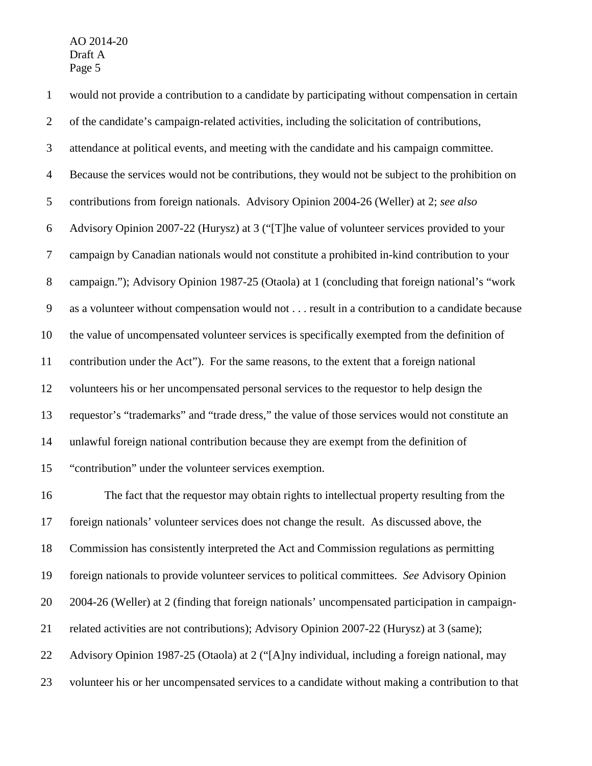would not provide a contribution to a candidate by participating without compensation in certain of the candidate's campaign-related activities, including the solicitation of contributions, attendance at political events, and meeting with the candidate and his campaign committee. Because the services would not be contributions, they would not be subject to the prohibition on contributions from foreign nationals. Advisory Opinion 2004-26 (Weller) at 2; *see also* Advisory Opinion 2007-22 (Hurysz) at 3 ("[T]he value of volunteer services provided to your campaign by Canadian nationals would not constitute a prohibited in-kind contribution to your campaign."); Advisory Opinion 1987-25 (Otaola) at 1 (concluding that foreign national's "work as a volunteer without compensation would not . . . result in a contribution to a candidate because the value of uncompensated volunteer services is specifically exempted from the definition of contribution under the Act"). For the same reasons, to the extent that a foreign national volunteers his or her uncompensated personal services to the requestor to help design the requestor's "trademarks" and "trade dress," the value of those services would not constitute an unlawful foreign national contribution because they are exempt from the definition of "contribution" under the volunteer services exemption.

The fact that the requestor may obtain rights to intellectual property resulting from the foreign nationals' volunteer services does not change the result. As discussed above, the Commission has consistently interpreted the Act and Commission regulations as permitting foreign nationals to provide volunteer services to political committees. *See* Advisory Opinion 2004-26 (Weller) at 2 (finding that foreign nationals' uncompensated participation in campaign-related activities are not contributions); Advisory Opinion 2007-22 (Hurysz) at 3 (same); Advisory Opinion 1987-25 (Otaola) at 2 ("[A]ny individual, including a foreign national, may volunteer his or her uncompensated services to a candidate without making a contribution to that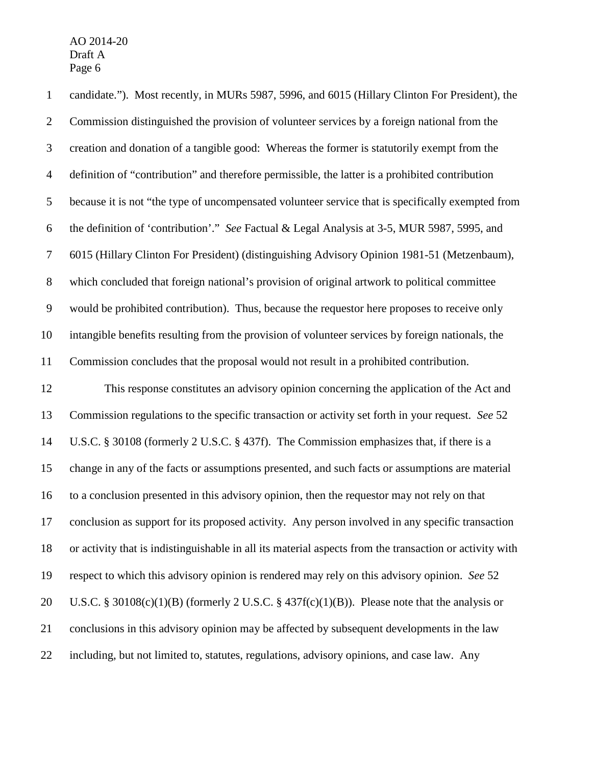candidate."). Most recently, in MURs 5987, 5996, and 6015 (Hillary Clinton For President), the Commission distinguished the provision of volunteer services by a foreign national from the creation and donation of a tangible good: Whereas the former is statutorily exempt from the definition of "contribution" and therefore permissible, the latter is a prohibited contribution because it is not "the type of uncompensated volunteer service that is specifically exempted from the definition of 'contribution'." *See* Factual & Legal Analysis at 3-5, MUR 5987, 5995, and 6015 (Hillary Clinton For President) (distinguishing Advisory Opinion 1981-51 (Metzenbaum), which concluded that foreign national's provision of original artwork to political committee would be prohibited contribution). Thus, because the requestor here proposes to receive only intangible benefits resulting from the provision of volunteer services by foreign nationals, the Commission concludes that the proposal would not result in a prohibited contribution.

This response constitutes an advisory opinion concerning the application of the Act and Commission regulations to the specific transaction or activity set forth in your request. *See* 52 U.S.C. § 30108 (formerly 2 U.S.C. § 437f). The Commission emphasizes that, if there is a change in any of the facts or assumptions presented, and such facts or assumptions are material to a conclusion presented in this advisory opinion, then the requestor may not rely on that conclusion as support for its proposed activity. Any person involved in any specific transaction or activity that is indistinguishable in all its material aspects from the transaction or activity with respect to which this advisory opinion is rendered may rely on this advisory opinion. *See* 52 U.S.C. § 30108(c)(1)(B) (formerly 2 U.S.C. § 437f(c)(1)(B)). Please note that the analysis or conclusions in this advisory opinion may be affected by subsequent developments in the law including, but not limited to, statutes, regulations, advisory opinions, and case law. Any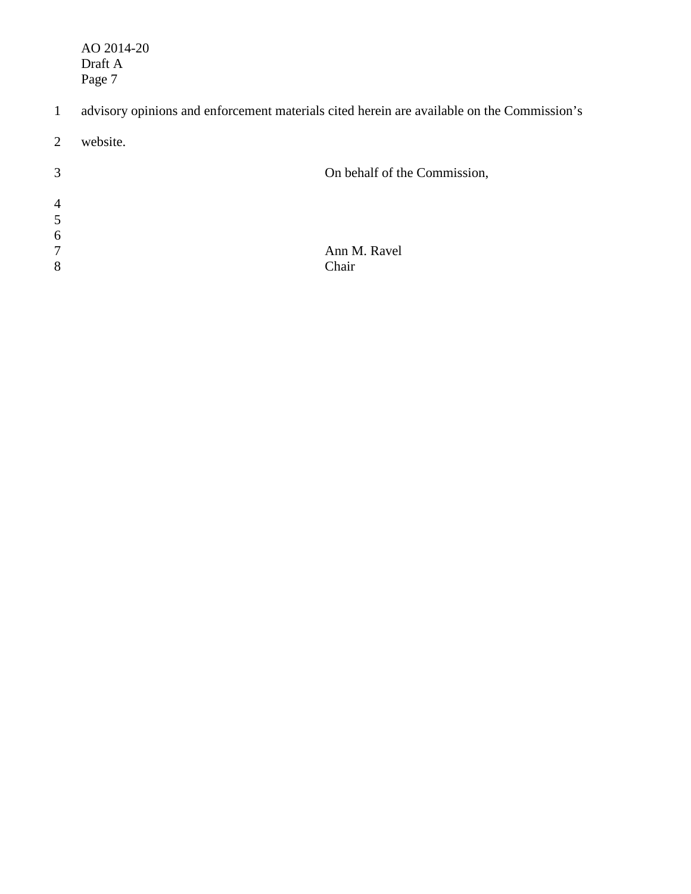advisory opinions and enforcement materials cited herein are available on the Commission's website.

On behalf of the Commission,

Ann M. Ravel
Chair